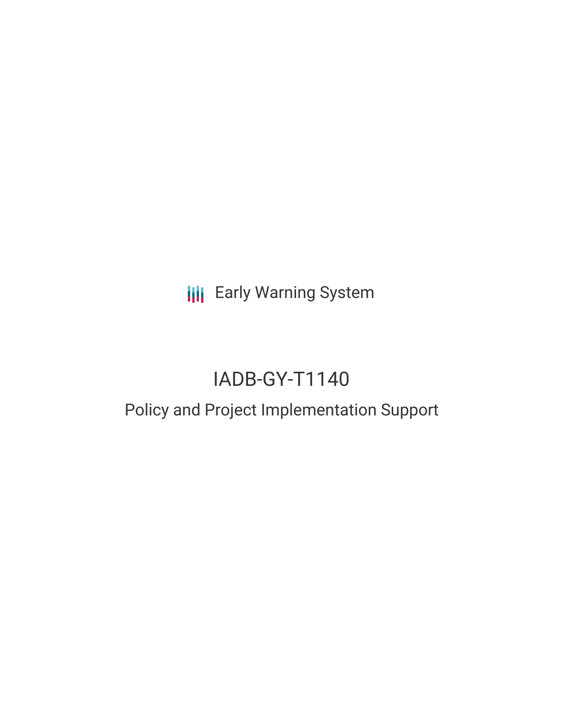Early Warning System

# IADB-GY-T1140

## Policy and Project Implementation Support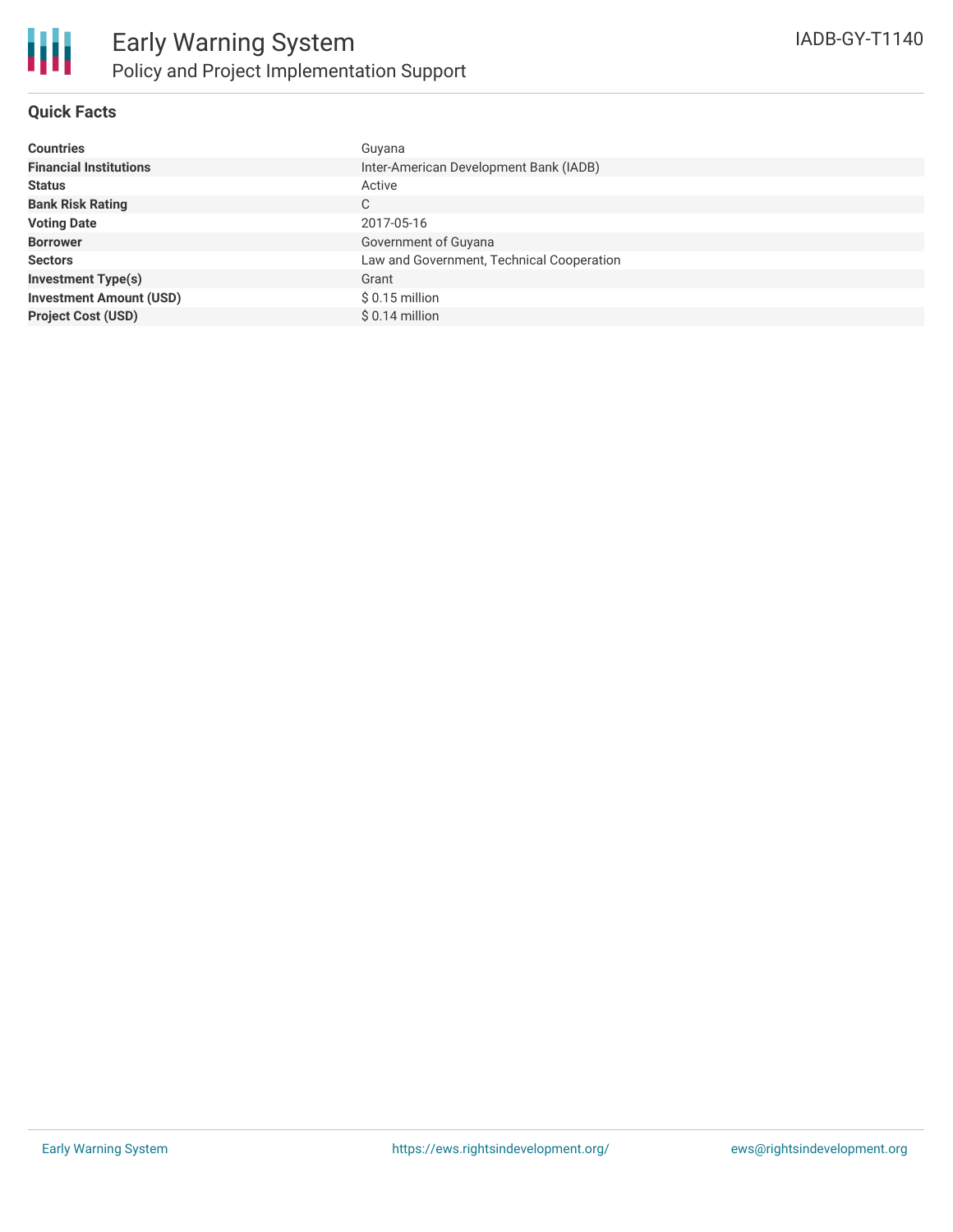# Early Warning System

## Policy and Project Implementation Support

IADB-GY-T1140

### Quick Facts

| | |
|---|---|
| **Countries** | Guyana |
| **Financial Institutions** | Inter-American Development Bank (IADB) |
| **Status** | Active |
| **Bank Risk Rating** | C |
| **Voting Date** | 2017-05-16 |
| **Borrower** | Government of Guyana |
| **Sectors** | Law and Government, Technical Cooperation |
| **Investment Type(s)** | Grant |
| **Investment Amount (USD)** | $ 0.15 million |
| **Project Cost (USD)** | $ 0.14 million |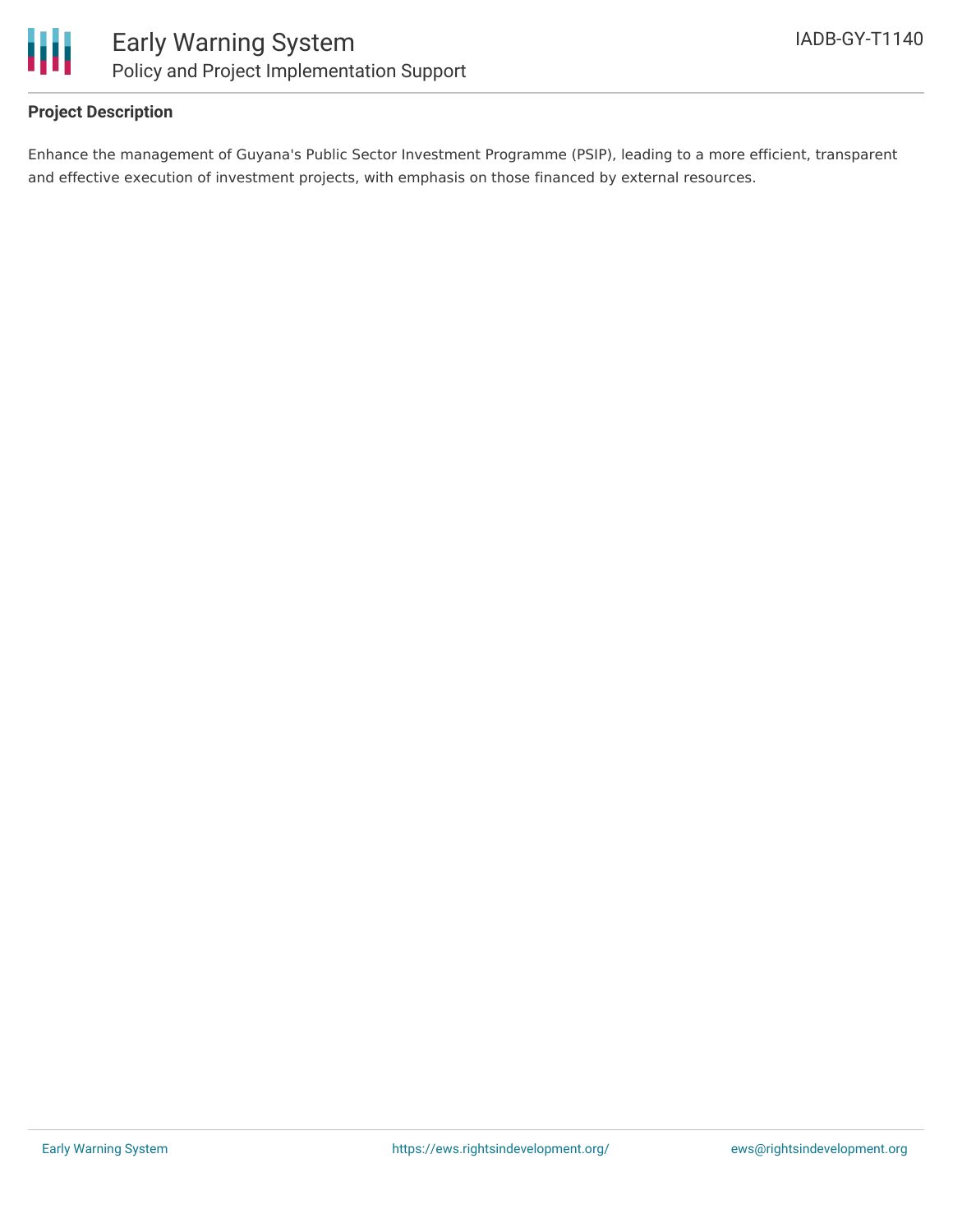# Early Warning System

## Policy and Project Implementation Support

IADB-GY-T1140

### Project Description

Enhance the management of Guyana's Public Sector Investment Programme (PSIP), leading to a more efficient, transparent and effective execution of investment projects, with emphasis on those financed by external resources.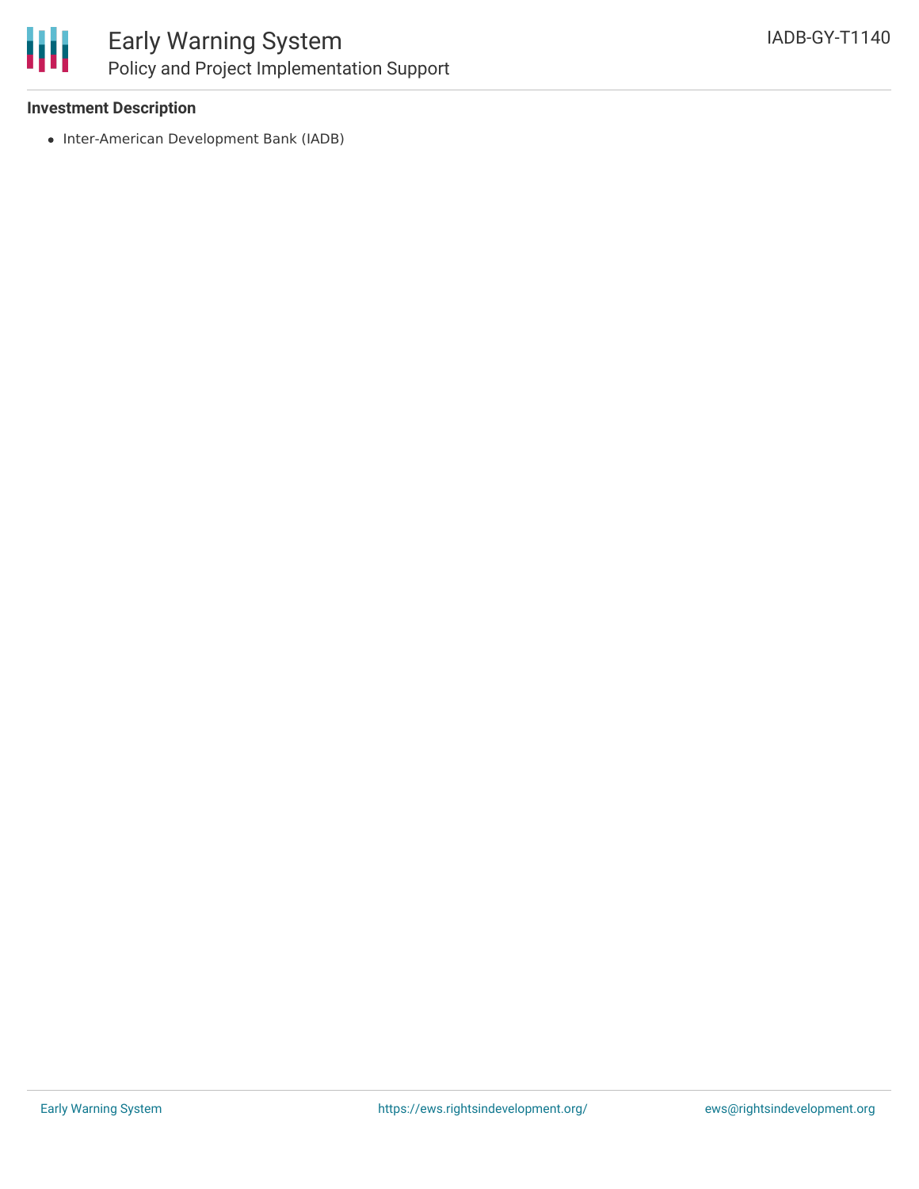### Investment Description

- Inter-American Development Bank (IADB)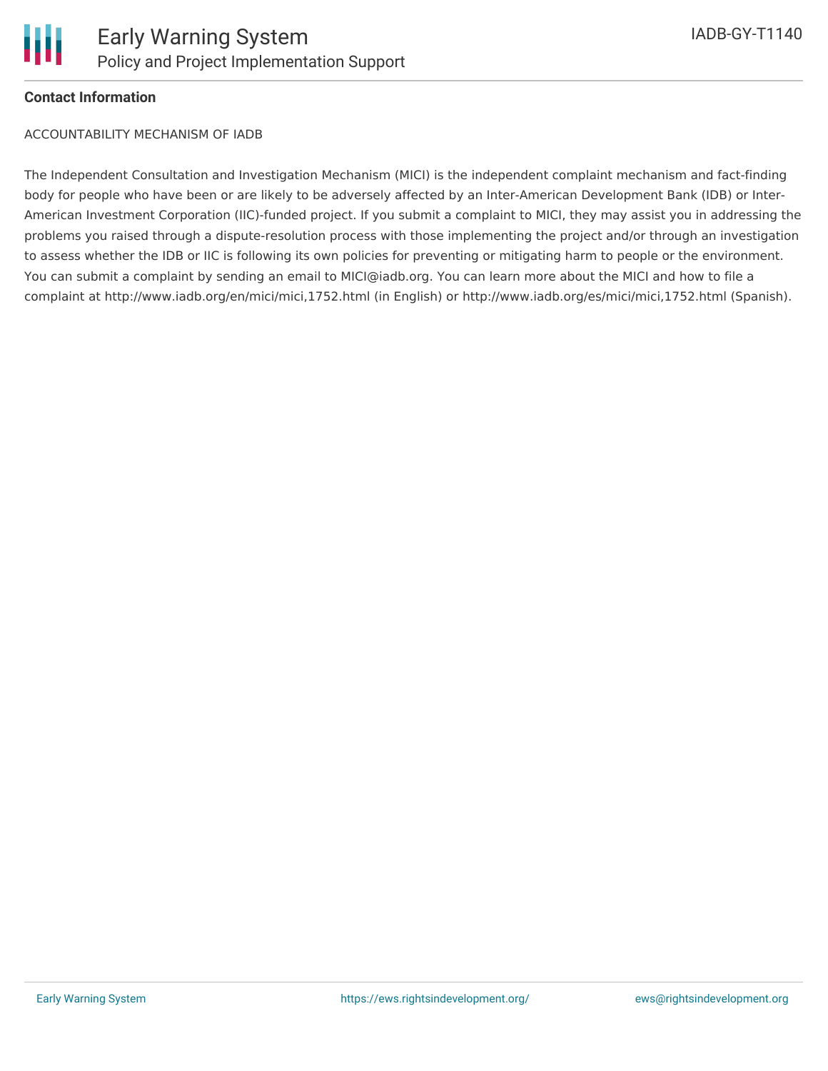**Contact Information**

ACCOUNTABILITY MECHANISM OF IADB

The Independent Consultation and Investigation Mechanism (MICI) is the independent complaint mechanism and fact-finding body for people who have been or are likely to be adversely affected by an Inter-American Development Bank (IDB) or Inter-American Investment Corporation (IIC)-funded project. If you submit a complaint to MICI, they may assist you in addressing the problems you raised through a dispute-resolution process with those implementing the project and/or through an investigation to assess whether the IDB or IIC is following its own policies for preventing or mitigating harm to people or the environment. You can submit a complaint by sending an email to MICI@iadb.org. You can learn more about the MICI and how to file a complaint at http://www.iadb.org/en/mici/mici,1752.html (in English) or http://www.iadb.org/es/mici/mici,1752.html (Spanish).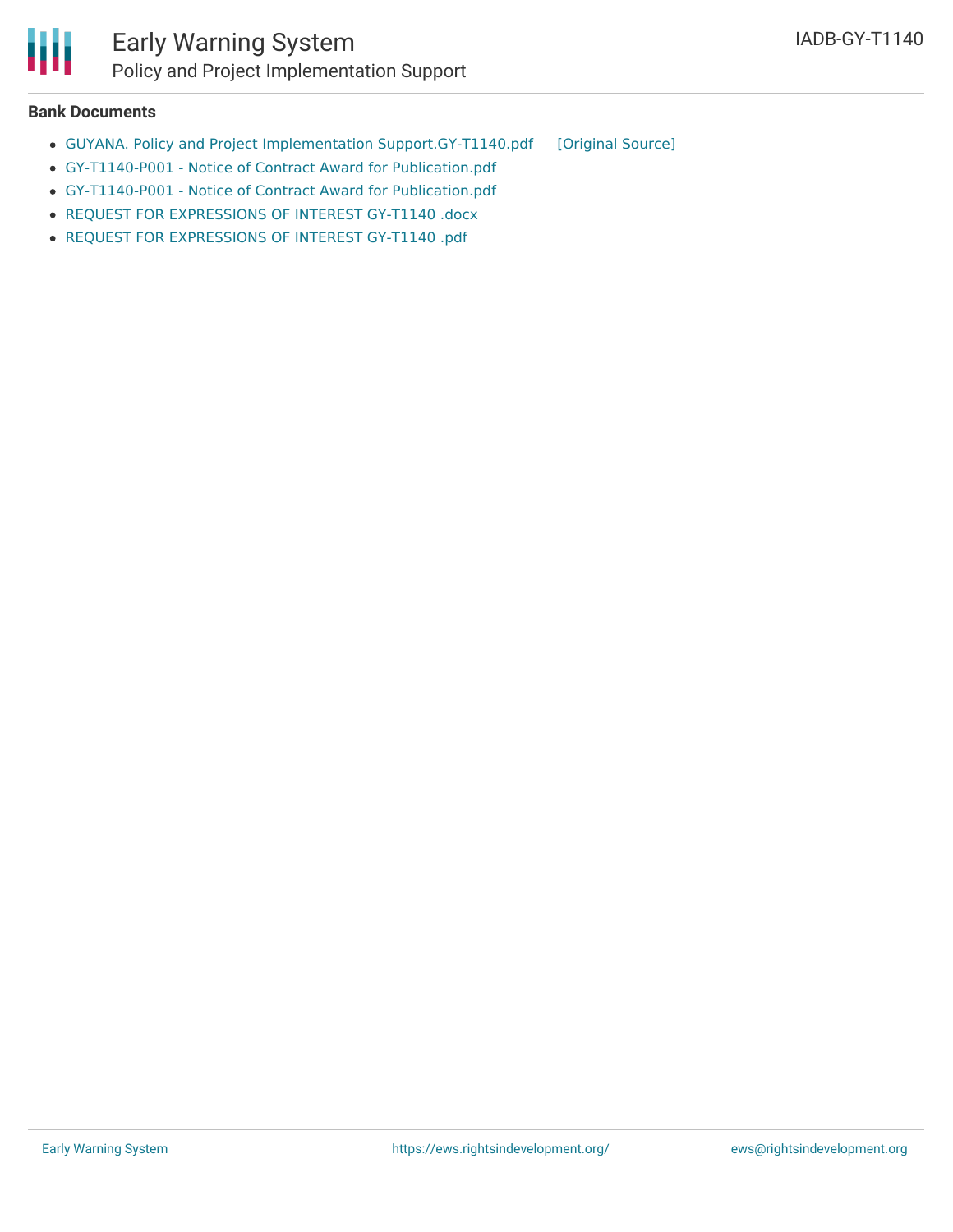**Bank Documents**

- GUYANA. Policy and Project Implementation Support.GY-T1140.pdf [Original Source]
- GY-T1140-P001 - Notice of Contract Award for Publication.pdf
- GY-T1140-P001 - Notice of Contract Award for Publication.pdf
- REQUEST FOR EXPRESSIONS OF INTEREST GY-T1140 .docx
- REQUEST FOR EXPRESSIONS OF INTEREST GY-T1140 .pdf